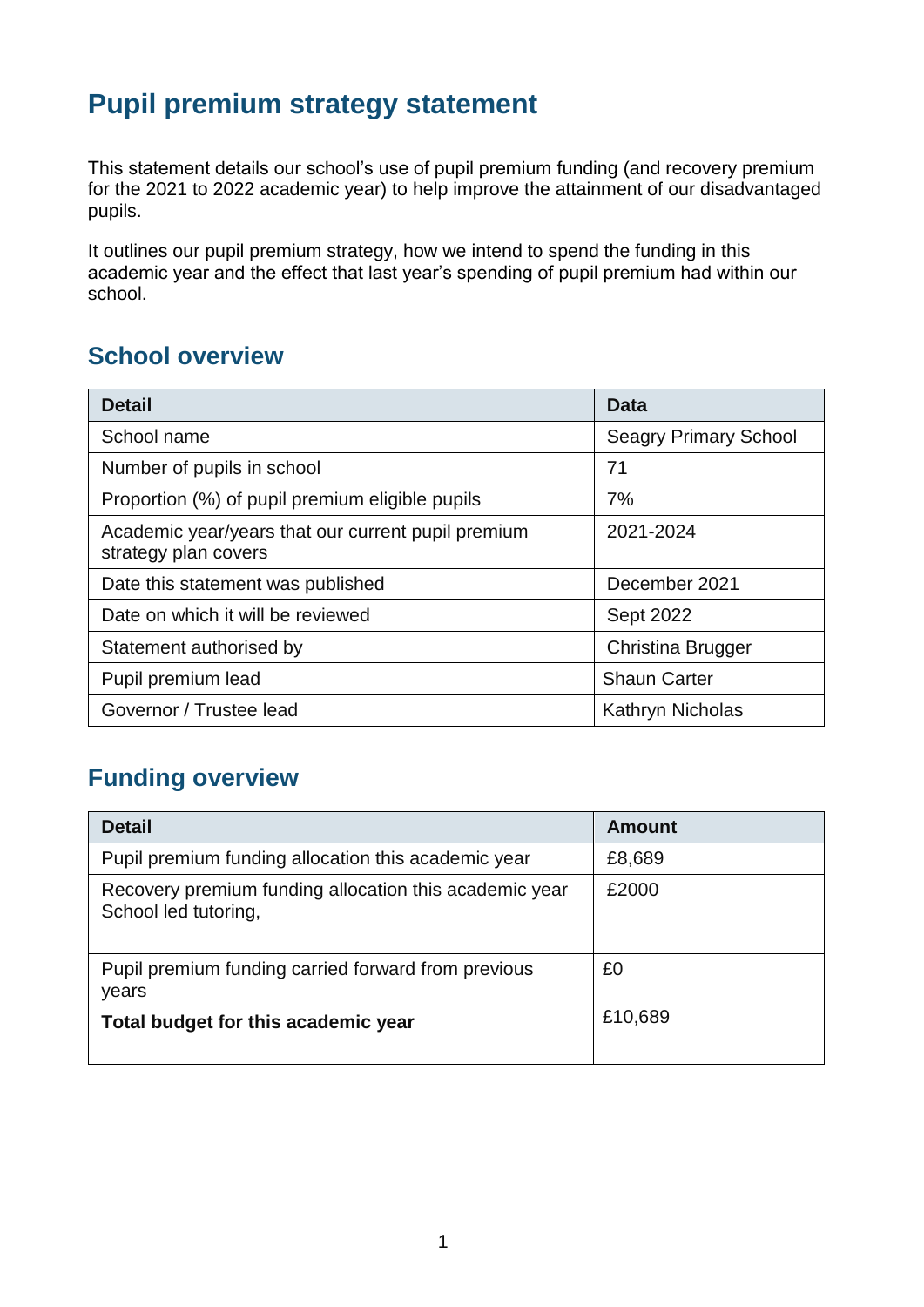# Pupil premium strategy statement

This statement details our school's use of pupil premium funding (and recovery premium for the 2021 to 2022 academic year) to help improve the attainment of our disadvantaged pupils.

It outlines our pupil premium strategy, how we intend to spend the funding in this academic year and the effect that last year's spending of pupil premium had within our school.

## School overview

| Detail | Data |
|---|---|
| School name | Seagry Primary School |
| Number of pupils in school | 71 |
| Proportion (%) of pupil premium eligible pupils | 7% |
| Academic year/years that our current pupil premium strategy plan covers | 2021-2024 |
| Date this statement was published | December 2021 |
| Date on which it will be reviewed | Sept 2022 |
| Statement authorised by | Christina Brugger |
| Pupil premium lead | Shaun Carter |
| Governor / Trustee lead | Kathryn Nicholas |

## Funding overview

| Detail | Amount |
|---|---|
| Pupil premium funding allocation this academic year | £8,689 |
| Recovery premium funding allocation this academic year School led tutoring, | £2000 |
| Pupil premium funding carried forward from previous years | £0 |
| **Total budget for this academic year** | £10,689 |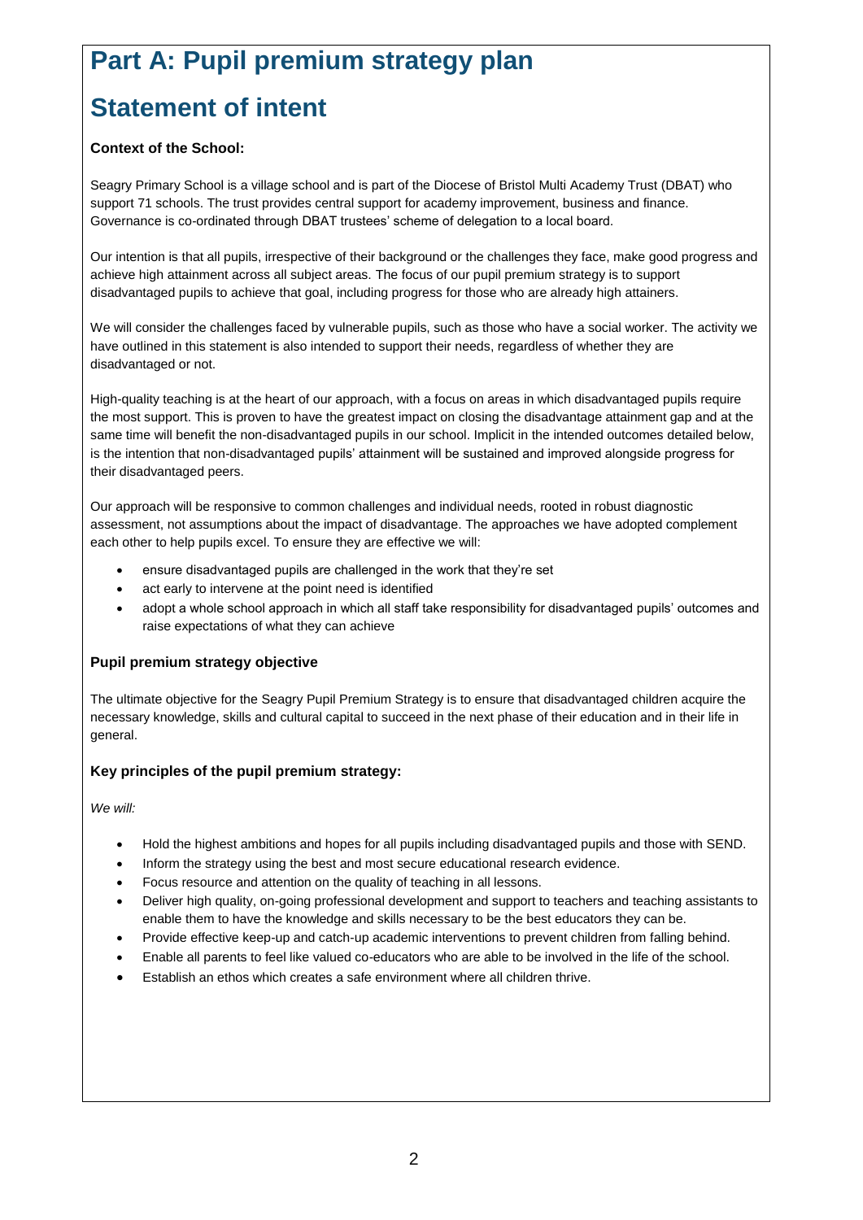# Part A: Pupil premium strategy plan

# Statement of intent

**Context of the School:**

Seagry Primary School is a village school and is part of the Diocese of Bristol Multi Academy Trust (DBAT) who support 71 schools. The trust provides central support for academy improvement, business and finance. Governance is co-ordinated through DBAT trustees' scheme of delegation to a local board.

Our intention is that all pupils, irrespective of their background or the challenges they face, make good progress and achieve high attainment across all subject areas. The focus of our pupil premium strategy is to support disadvantaged pupils to achieve that goal, including progress for those who are already high attainers.

We will consider the challenges faced by vulnerable pupils, such as those who have a social worker. The activity we have outlined in this statement is also intended to support their needs, regardless of whether they are disadvantaged or not.

High-quality teaching is at the heart of our approach, with a focus on areas in which disadvantaged pupils require the most support. This is proven to have the greatest impact on closing the disadvantage attainment gap and at the same time will benefit the non-disadvantaged pupils in our school. Implicit in the intended outcomes detailed below, is the intention that non-disadvantaged pupils' attainment will be sustained and improved alongside progress for their disadvantaged peers.

Our approach will be responsive to common challenges and individual needs, rooted in robust diagnostic assessment, not assumptions about the impact of disadvantage. The approaches we have adopted complement each other to help pupils excel. To ensure they are effective we will:

- ensure disadvantaged pupils are challenged in the work that they're set
- act early to intervene at the point need is identified
- adopt a whole school approach in which all staff take responsibility for disadvantaged pupils' outcomes and raise expectations of what they can achieve

**Pupil premium strategy objective**

The ultimate objective for the Seagry Pupil Premium Strategy is to ensure that disadvantaged children acquire the necessary knowledge, skills and cultural capital to succeed in the next phase of their education and in their life in general.

**Key principles of the pupil premium strategy:**

*We will:*

- Hold the highest ambitions and hopes for all pupils including disadvantaged pupils and those with SEND.
- Inform the strategy using the best and most secure educational research evidence.
- Focus resource and attention on the quality of teaching in all lessons.
- Deliver high quality, on-going professional development and support to teachers and teaching assistants to enable them to have the knowledge and skills necessary to be the best educators they can be.
- Provide effective keep-up and catch-up academic interventions to prevent children from falling behind.
- Enable all parents to feel like valued co-educators who are able to be involved in the life of the school.
- Establish an ethos which creates a safe environment where all children thrive.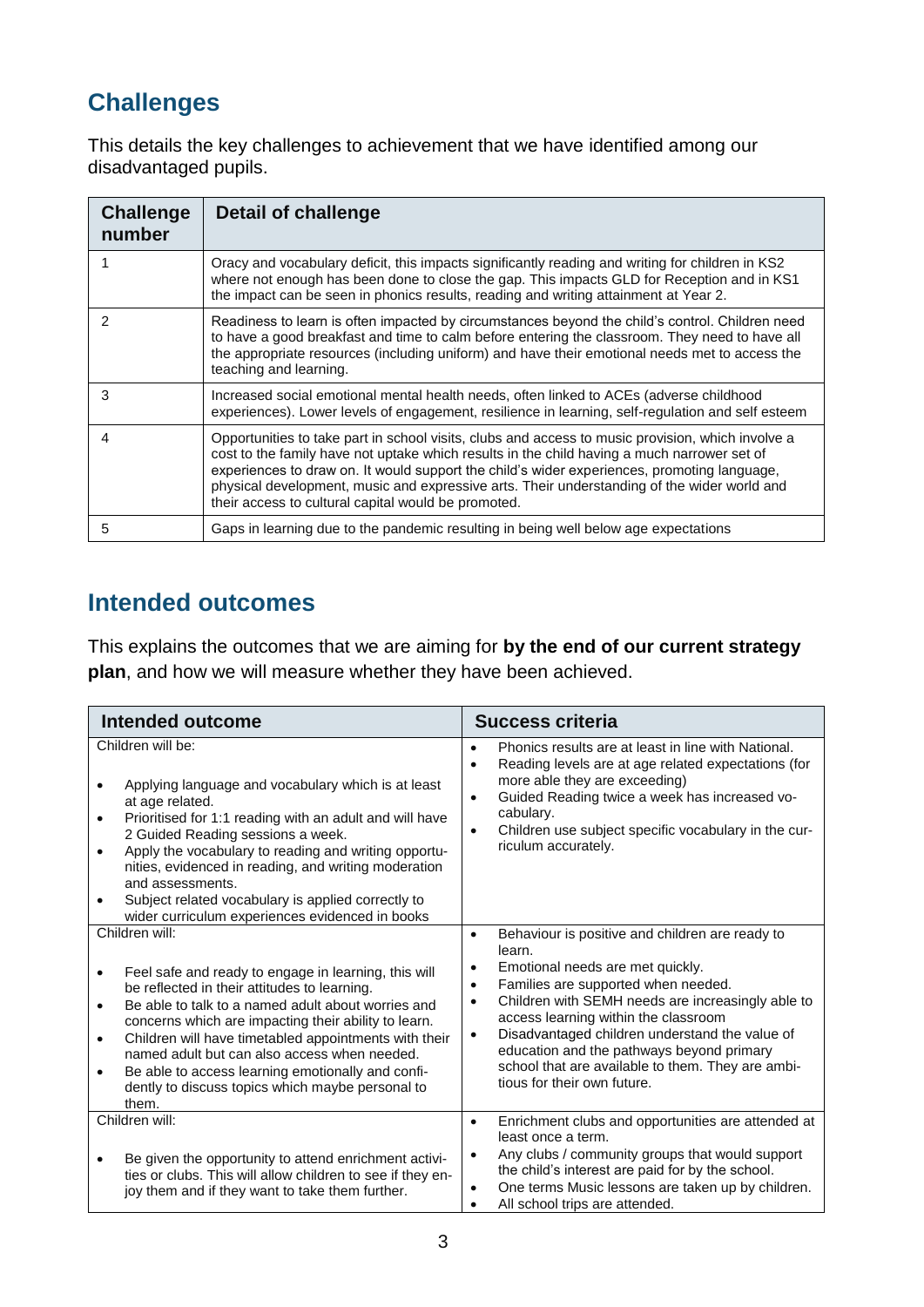## Challenges

This details the key challenges to achievement that we have identified among our disadvantaged pupils.

| Challenge number | Detail of challenge |
|---|---|
| 1 | Oracy and vocabulary deficit, this impacts significantly reading and writing for children in KS2 where not enough has been done to close the gap. This impacts GLD for Reception and in KS1 the impact can be seen in phonics results, reading and writing attainment at Year 2. |
| 2 | Readiness to learn is often impacted by circumstances beyond the child's control. Children need to have a good breakfast and time to calm before entering the classroom. They need to have all the appropriate resources (including uniform) and have their emotional needs met to access the teaching and learning. |
| 3 | Increased social emotional mental health needs, often linked to ACEs (adverse childhood experiences). Lower levels of engagement, resilience in learning, self-regulation and self esteem |
| 4 | Opportunities to take part in school visits, clubs and access to music provision, which involve a cost to the family have not uptake which results in the child having a much narrower set of experiences to draw on. It would support the child's wider experiences, promoting language, physical development, music and expressive arts. Their understanding of the wider world and their access to cultural capital would be promoted. |
| 5 | Gaps in learning due to the pandemic resulting in being well below age expectations |

## Intended outcomes

This explains the outcomes that we are aiming for **by the end of our current strategy plan**, and how we will measure whether they have been achieved.

| Intended outcome | Success criteria |
|---|---|
| Children will be:<br><br>• Applying language and vocabulary which is at least at age related.<br>• Prioritised for 1:1 reading with an adult and will have 2 Guided Reading sessions a week.<br>• Apply the vocabulary to reading and writing opportunities, evidenced in reading, and writing moderation and assessments.<br>• Subject related vocabulary is applied correctly to wider curriculum experiences evidenced in books | • Phonics results are at least in line with National.<br>• Reading levels are at age related expectations (for more able they are exceeding)<br>• Guided Reading twice a week has increased vocabulary.<br>• Children use subject specific vocabulary in the curriculum accurately. |
| Children will:<br><br>• Feel safe and ready to engage in learning, this will be reflected in their attitudes to learning.<br>• Be able to talk to a named adult about worries and concerns which are impacting their ability to learn.<br>• Children will have timetabled appointments with their named adult but can also access when needed.<br>• Be able to access learning emotionally and confidently to discuss topics which maybe personal to them. | • Behaviour is positive and children are ready to learn.<br>• Emotional needs are met quickly.<br>• Families are supported when needed.<br>• Children with SEMH needs are increasingly able to access learning within the classroom<br>• Disadvantaged children understand the value of education and the pathways beyond primary school that are available to them. They are ambitious for their own future. |
| Children will:<br><br>• Be given the opportunity to attend enrichment activities or clubs. This will allow children to see if they enjoy them and if they want to take them further. | • Enrichment clubs and opportunities are attended at least once a term.<br>• Any clubs / community groups that would support the child's interest are paid for by the school.<br>• One terms Music lessons are taken up by children.<br>• All school trips are attended. |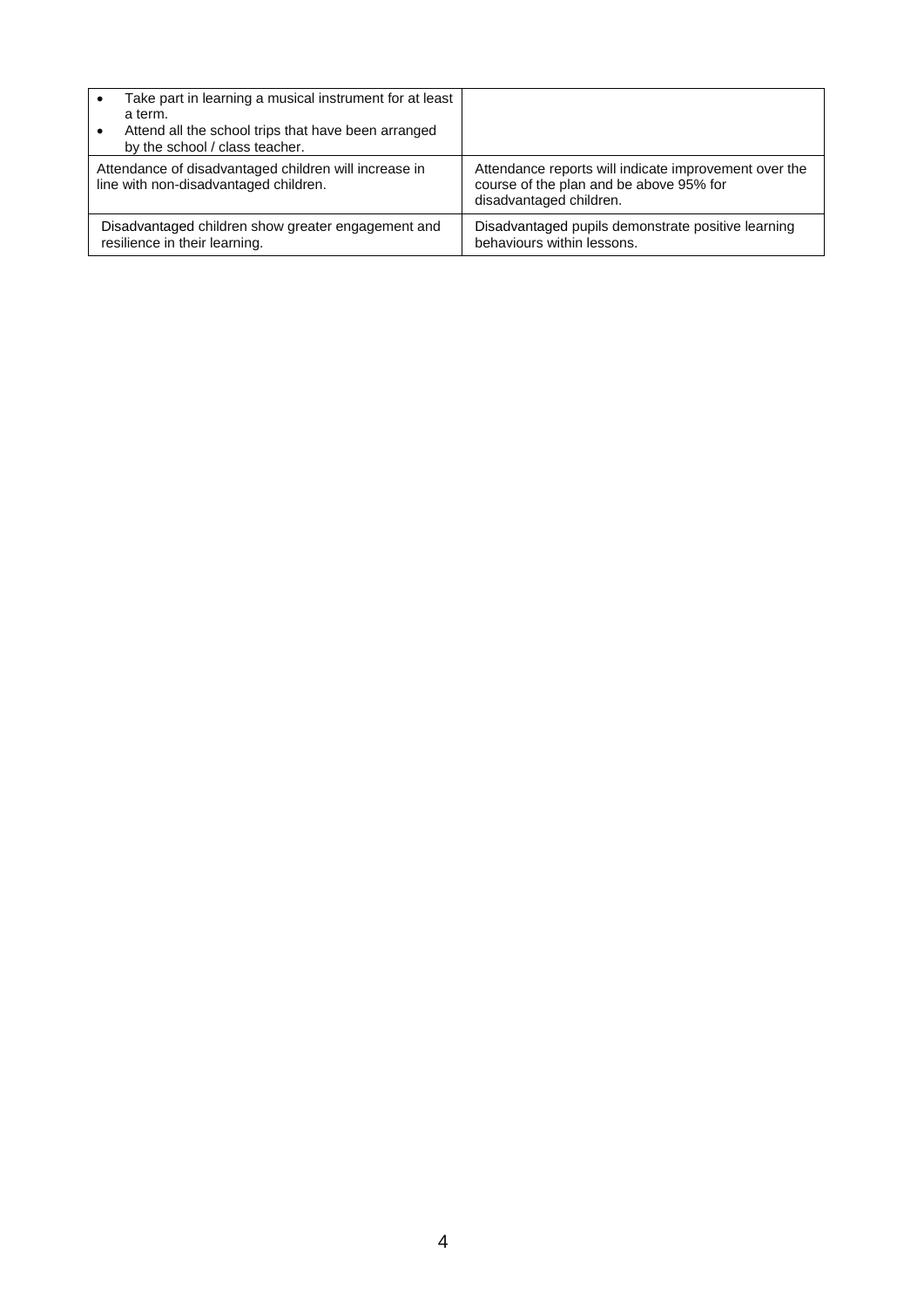| | |
|---|---|
| <ul><li>Take part in learning a musical instrument for at least a term.</li><li>Attend all the school trips that have been arranged by the school / class teacher.</li></ul> | |
| Attendance of disadvantaged children will increase in line with non-disadvantaged children. | Attendance reports will indicate improvement over the course of the plan and be above 95% for disadvantaged children. |
| Disadvantaged children show greater engagement and resilience in their learning. | Disadvantaged pupils demonstrate positive learning behaviours within lessons. |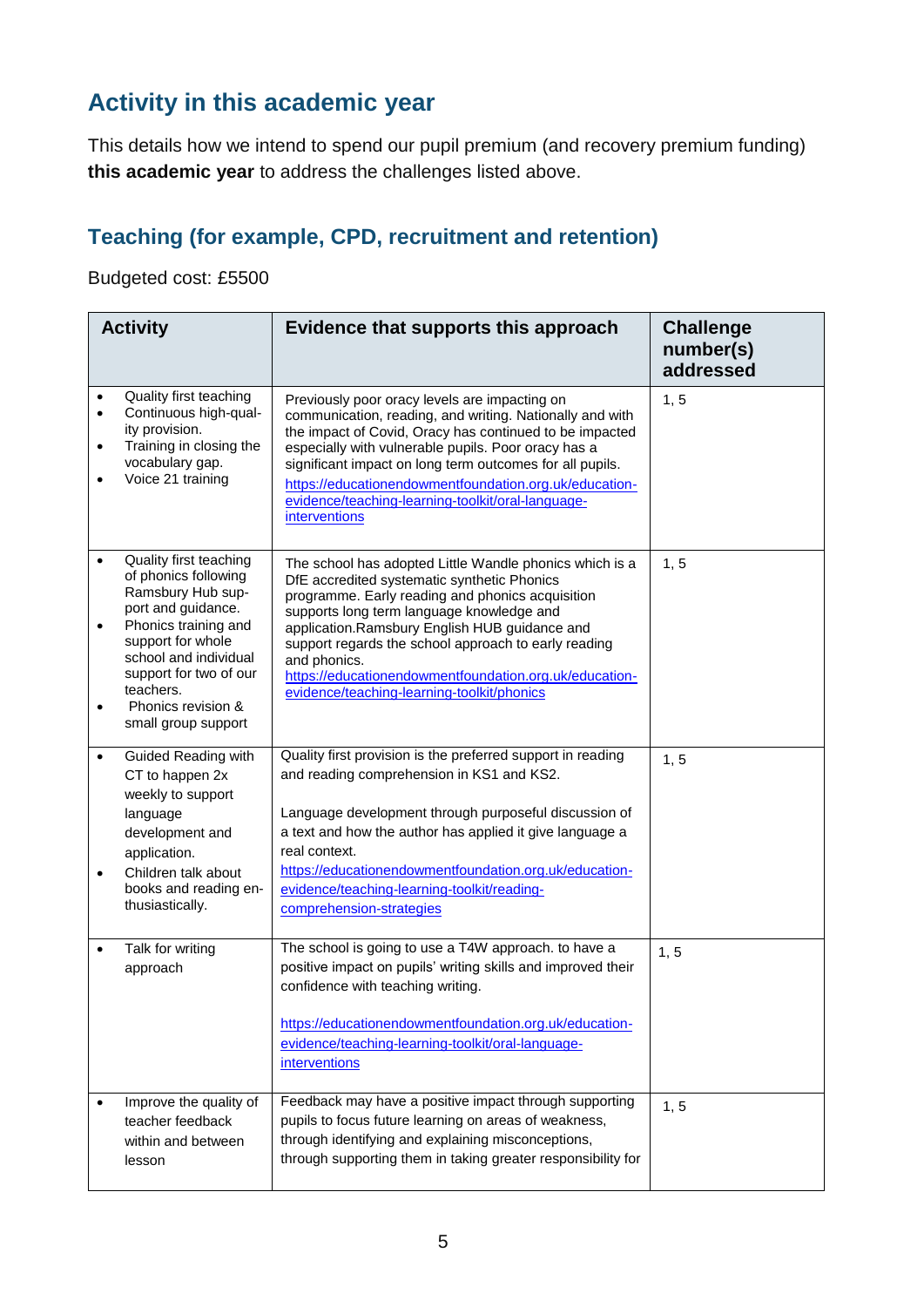## Activity in this academic year

This details how we intend to spend our pupil premium (and recovery premium funding) **this academic year** to address the challenges listed above.

### Teaching (for example, CPD, recruitment and retention)

Budgeted cost: £5500

| Activity | Evidence that supports this approach | Challenge number(s) addressed |
|---|---|---|
| • Quality first teaching<br>• Continuous high-quality provision.<br>• Training in closing the vocabulary gap.<br>• Voice 21 training | Previously poor oracy levels are impacting on communication, reading, and writing. Nationally and with the impact of Covid, Oracy has continued to be impacted especially with vulnerable pupils. Poor oracy has a significant impact on long term outcomes for all pupils.<br>https://educationendowmentfoundation.org.uk/education-evidence/teaching-learning-toolkit/oral-language-interventions | 1, 5 |
| • Quality first teaching of phonics following Ramsbury Hub support and guidance.<br>• Phonics training and support for whole school and individual support for two of our teachers.<br>• Phonics revision & small group support | The school has adopted Little Wandle phonics which is a DfE accredited systematic synthetic Phonics programme. Early reading and phonics acquisition supports long term language knowledge and application.Ramsbury English HUB guidance and support regards the school approach to early reading and phonics.<br>https://educationendowmentfoundation.org.uk/education-evidence/teaching-learning-toolkit/phonics | 1, 5 |
| • Guided Reading with CT to happen 2x weekly to support language development and application.<br>• Children talk about books and reading enthusiastically. | Quality first provision is the preferred support in reading and reading comprehension in KS1 and KS2.<br><br>Language development through purposeful discussion of a text and how the author has applied it give language a real context.<br>https://educationendowmentfoundation.org.uk/education-evidence/teaching-learning-toolkit/reading-comprehension-strategies | 1, 5 |
| • Talk for writing approach | The school is going to use a T4W approach. to have a positive impact on pupils' writing skills and improved their confidence with teaching writing.<br><br>https://educationendowmentfoundation.org.uk/education-evidence/teaching-learning-toolkit/oral-language-interventions | 1, 5 |
| • Improve the quality of teacher feedback within and between lesson | Feedback may have a positive impact through supporting pupils to focus future learning on areas of weakness, through identifying and explaining misconceptions, through supporting them in taking greater responsibility for | 1, 5 |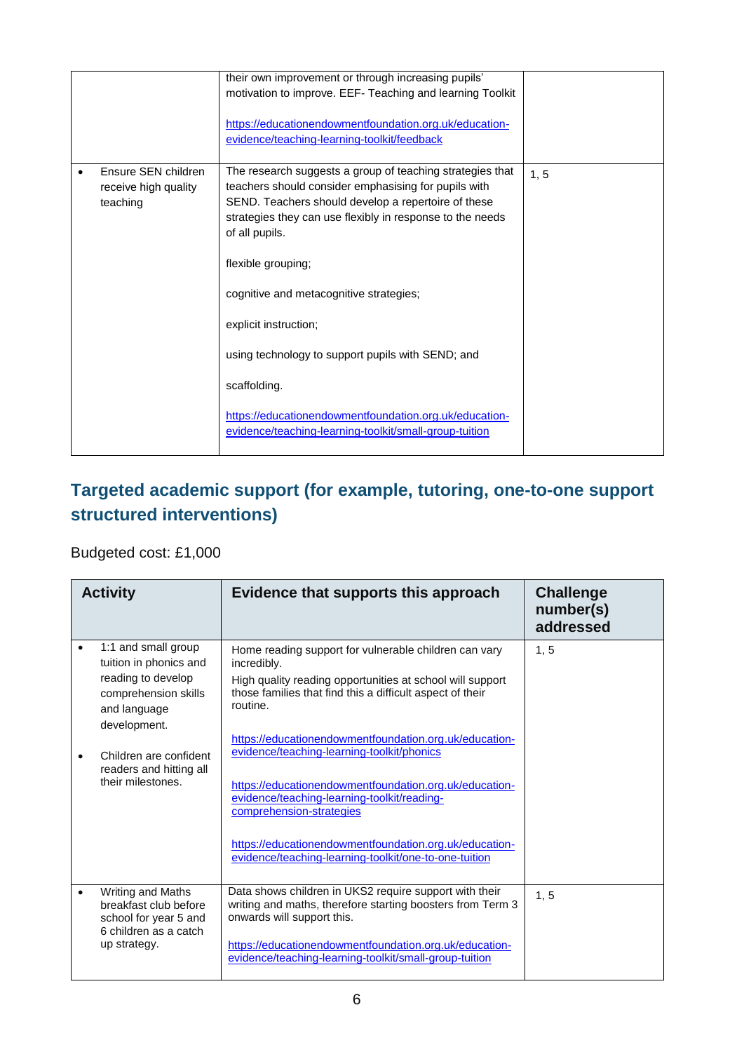| | | |
|---|---|---|
| | their own improvement or through increasing pupils' motivation to improve. EEF- Teaching and learning Toolkit<br><br>https://educationendowmentfoundation.org.uk/education-evidence/teaching-learning-toolkit/feedback | |
| • Ensure SEN children receive high quality teaching | The research suggests a group of teaching strategies that teachers should consider emphasising for pupils with SEND. Teachers should develop a repertoire of these strategies they can use flexibly in response to the needs of all pupils.<br><br>flexible grouping;<br><br>cognitive and metacognitive strategies;<br><br>explicit instruction;<br><br>using technology to support pupils with SEND; and<br><br>scaffolding.<br><br>https://educationendowmentfoundation.org.uk/education-evidence/teaching-learning-toolkit/small-group-tuition | 1, 5 |

## Targeted academic support (for example, tutoring, one-to-one support structured interventions)

Budgeted cost: £1,000

| Activity | Evidence that supports this approach | Challenge number(s) addressed |
|---|---|---|
| • 1:1 and small group tuition in phonics and reading to develop comprehension skills and language development.<br><br>• Children are confident readers and hitting all their milestones. | Home reading support for vulnerable children can vary incredibly.<br>High quality reading opportunities at school will support those families that find this a difficult aspect of their routine.<br><br>https://educationendowmentfoundation.org.uk/education-evidence/teaching-learning-toolkit/phonics<br><br>https://educationendowmentfoundation.org.uk/education-evidence/teaching-learning-toolkit/reading-comprehension-strategies<br><br>https://educationendowmentfoundation.org.uk/education-evidence/teaching-learning-toolkit/one-to-one-tuition | 1, 5 |
| • Writing and Maths breakfast club before school for year 5 and 6 children as a catch up strategy. | Data shows children in UKS2 require support with their writing and maths, therefore starting boosters from Term 3 onwards will support this.<br><br>https://educationendowmentfoundation.org.uk/education-evidence/teaching-learning-toolkit/small-group-tuition | 1, 5 |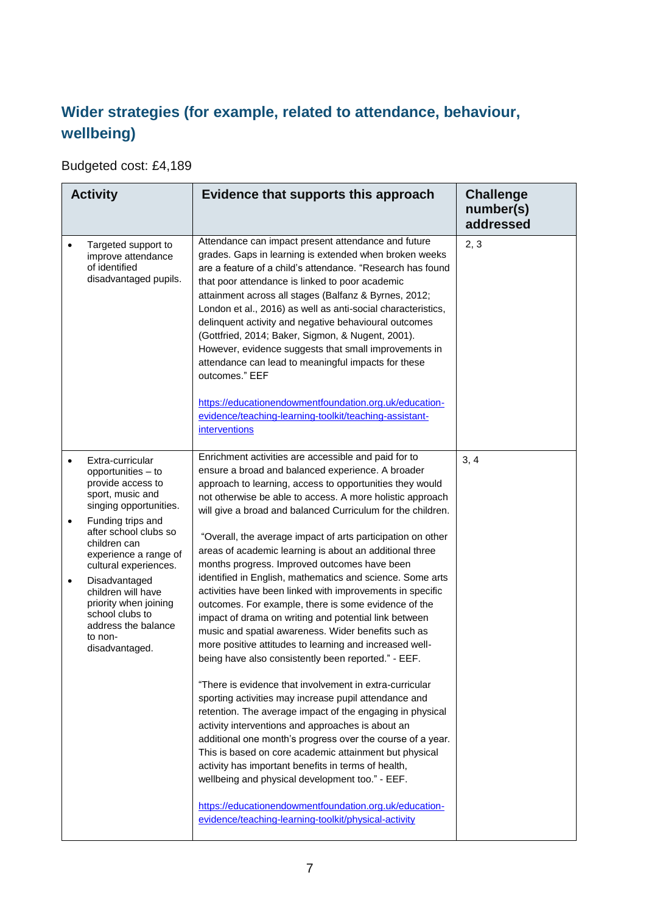## Wider strategies (for example, related to attendance, behaviour, wellbeing)

Budgeted cost: £4,189

| Activity | Evidence that supports this approach | Challenge number(s) addressed |
| --- | --- | --- |
| • Targeted support to improve attendance of identified disadvantaged pupils. | Attendance can impact present attendance and future grades. Gaps in learning is extended when broken weeks are a feature of a child's attendance. "Research has found that poor attendance is linked to poor academic attainment across all stages (Balfanz & Byrnes, 2012; London et al., 2016) as well as anti-social characteristics, delinquent activity and negative behavioural outcomes (Gottfried, 2014; Baker, Sigmon, & Nugent, 2001). However, evidence suggests that small improvements in attendance can lead to meaningful impacts for these outcomes." EEF<br><br>https://educationendowmentfoundation.org.uk/education-evidence/teaching-learning-toolkit/teaching-assistant-interventions | 2, 3 |
| • Extra-curricular opportunities – to provide access to sport, music and singing opportunities.<br>• Funding trips and after school clubs so children can experience a range of cultural experiences.<br>• Disadvantaged children will have priority when joining school clubs to address the balance to non-disadvantaged. | Enrichment activities are accessible and paid for to ensure a broad and balanced experience. A broader approach to learning, access to opportunities they would not otherwise be able to access. A more holistic approach will give a broad and balanced Curriculum for the children.<br><br>"Overall, the average impact of arts participation on other areas of academic learning is about an additional three months progress. Improved outcomes have been identified in English, mathematics and science. Some arts activities have been linked with improvements in specific outcomes. For example, there is some evidence of the impact of drama on writing and potential link between music and spatial awareness. Wider benefits such as more positive attitudes to learning and increased well-being have also consistently been reported." - EEF.<br><br>"There is evidence that involvement in extra-curricular sporting activities may increase pupil attendance and retention. The average impact of the engaging in physical activity interventions and approaches is about an additional one month's progress over the course of a year. This is based on core academic attainment but physical activity has important benefits in terms of health, wellbeing and physical development too." - EEF.<br><br>https://educationendowmentfoundation.org.uk/education-evidence/teaching-learning-toolkit/physical-activity | 3, 4 |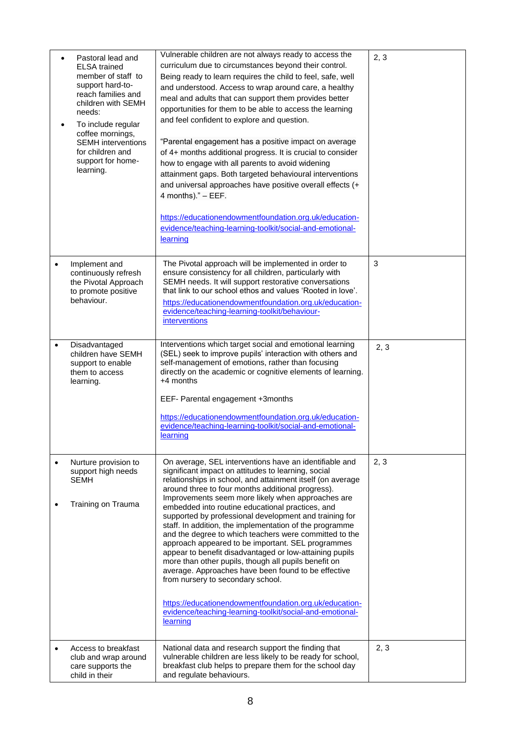| | | |
|---|---|---|
| • Pastoral lead and ELSA trained member of staff to support hard-to-reach families and children with SEMH needs:<br>• To include regular coffee mornings, SEMH interventions for children and support for home-learning. | Vulnerable children are not always ready to access the curriculum due to circumstances beyond their control. Being ready to learn requires the child to feel, safe, well and understood. Access to wrap around care, a healthy meal and adults that can support them provides better opportunities for them to be able to access the learning and feel confident to explore and question.<br><br>"Parental engagement has a positive impact on average of 4+ months additional progress. It is crucial to consider how to engage with all parents to avoid widening attainment gaps. Both targeted behavioural interventions and universal approaches have positive overall effects (+ 4 months)." – EEF.<br><br>https://educationendowmentfoundation.org.uk/education-evidence/teaching-learning-toolkit/social-and-emotional-learning | 2, 3 |
| • Implement and continuously refresh the Pivotal Approach to promote positive behaviour. | The Pivotal approach will be implemented in order to ensure consistency for all children, particularly with SEMH needs. It will support restorative conversations that link to our school ethos and values 'Rooted in love'.<br>https://educationendowmentfoundation.org.uk/education-evidence/teaching-learning-toolkit/behaviour-interventions | 3 |
| • Disadvantaged children have SEMH support to enable them to access learning. | Interventions which target social and emotional learning (SEL) seek to improve pupils' interaction with others and self-management of emotions, rather than focusing directly on the academic or cognitive elements of learning. +4 months<br><br>EEF- Parental engagement +3months<br><br>https://educationendowmentfoundation.org.uk/education-evidence/teaching-learning-toolkit/social-and-emotional-learning | 2, 3 |
| • Nurture provision to support high needs SEMH<br><br>• Training on Trauma | On average, SEL interventions have an identifiable and significant impact on attitudes to learning, social relationships in school, and attainment itself (on average around three to four months additional progress). Improvements seem more likely when approaches are embedded into routine educational practices, and supported by professional development and training for staff. In addition, the implementation of the programme and the degree to which teachers were committed to the approach appeared to be important. SEL programmes appear to benefit disadvantaged or low-attaining pupils more than other pupils, though all pupils benefit on average. Approaches have been found to be effective from nursery to secondary school.<br><br>https://educationendowmentfoundation.org.uk/education-evidence/teaching-learning-toolkit/social-and-emotional-learning | 2, 3 |
| • Access to breakfast club and wrap around care supports the child in their | National data and research support the finding that vulnerable children are less likely to be ready for school, breakfast club helps to prepare them for the school day and regulate behaviours. | 2, 3 |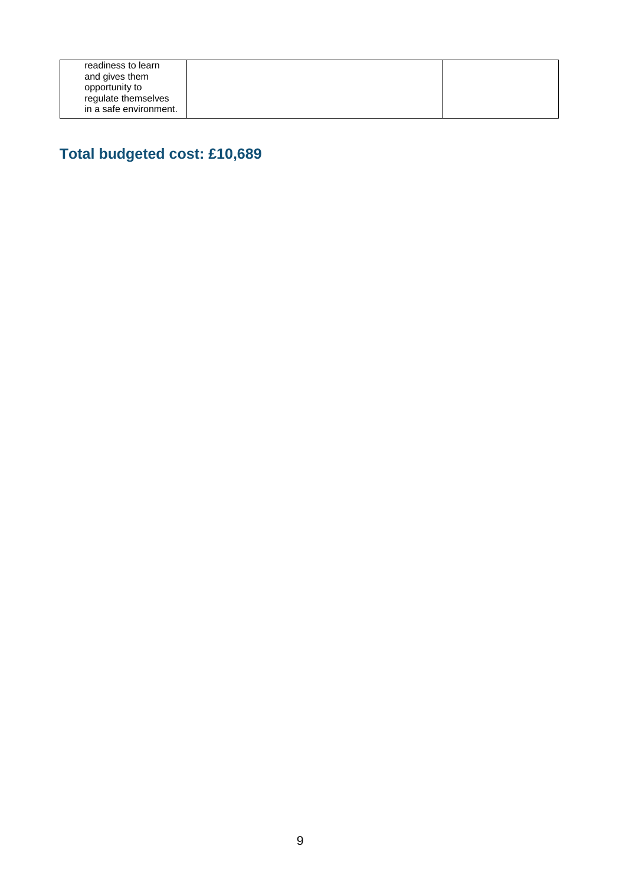| | | |
|---|---|---|
| readiness to learn and gives them opportunity to regulate themselves in a safe environment. | | |

## Total budgeted cost: £10,689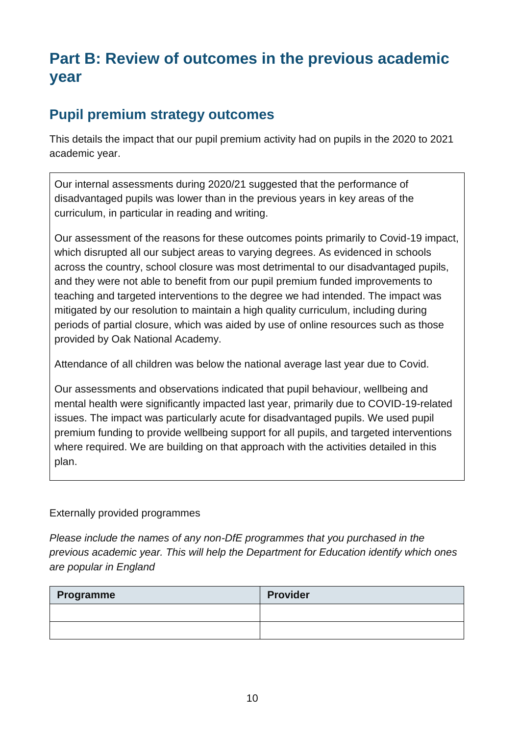# Part B: Review of outcomes in the previous academic year

## Pupil premium strategy outcomes

This details the impact that our pupil premium activity had on pupils in the 2020 to 2021 academic year.

Our internal assessments during 2020/21 suggested that the performance of disadvantaged pupils was lower than in the previous years in key areas of the curriculum, in particular in reading and writing.

Our assessment of the reasons for these outcomes points primarily to Covid-19 impact, which disrupted all our subject areas to varying degrees. As evidenced in schools across the country, school closure was most detrimental to our disadvantaged pupils, and they were not able to benefit from our pupil premium funded improvements to teaching and targeted interventions to the degree we had intended. The impact was mitigated by our resolution to maintain a high quality curriculum, including during periods of partial closure, which was aided by use of online resources such as those provided by Oak National Academy.

Attendance of all children was below the national average last year due to Covid.

Our assessments and observations indicated that pupil behaviour, wellbeing and mental health were significantly impacted last year, primarily due to COVID-19-related issues. The impact was particularly acute for disadvantaged pupils. We used pupil premium funding to provide wellbeing support for all pupils, and targeted interventions where required. We are building on that approach with the activities detailed in this plan.

Externally provided programmes

*Please include the names of any non-DfE programmes that you purchased in the previous academic year. This will help the Department for Education identify which ones are popular in England*

| Programme | Provider |
| --- | --- |
| | |
| | |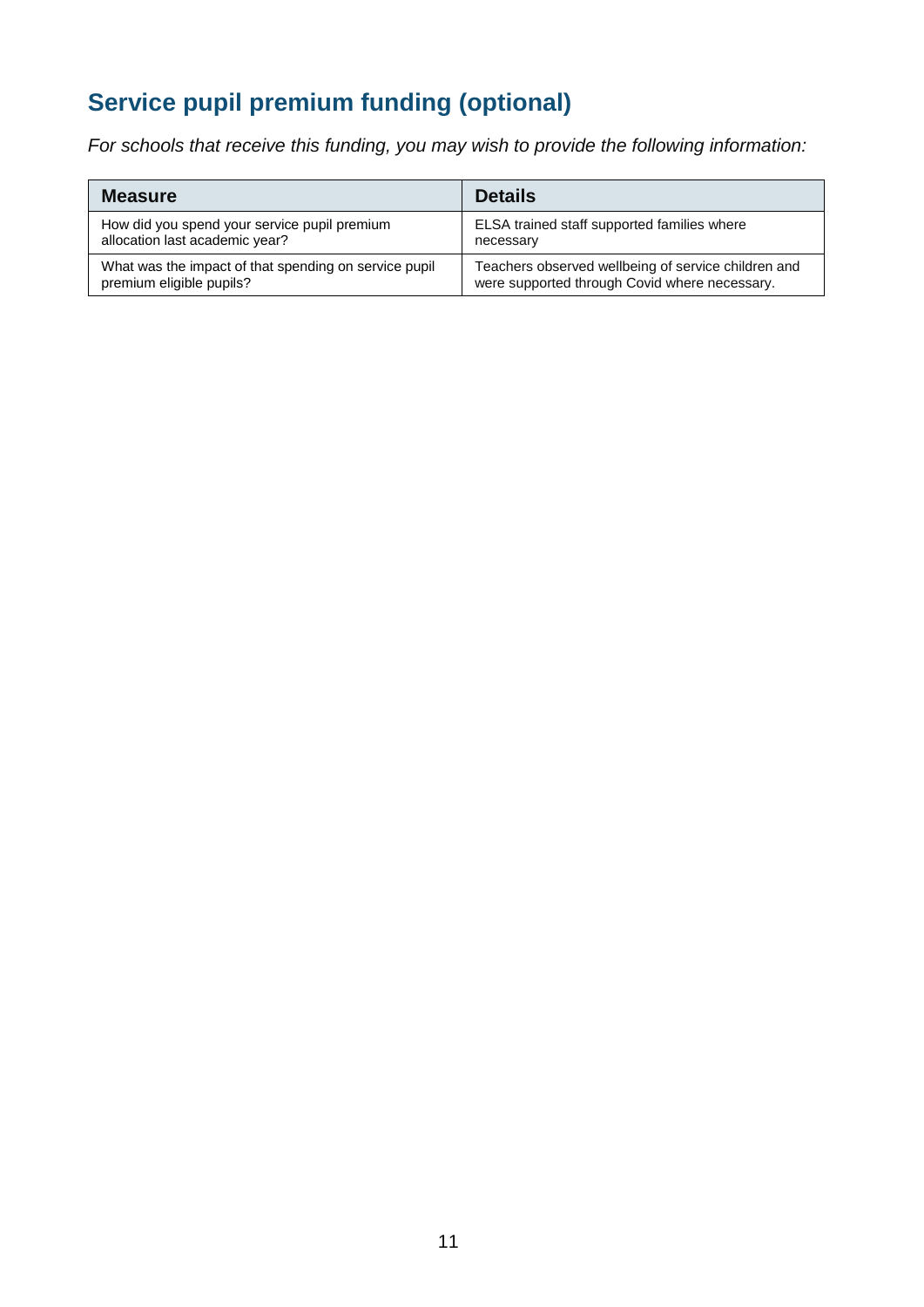## Service pupil premium funding (optional)

*For schools that receive this funding, you may wish to provide the following information:*

| Measure | Details |
| --- | --- |
| How did you spend your service pupil premium allocation last academic year? | ELSA trained staff supported families where necessary |
| What was the impact of that spending on service pupil premium eligible pupils? | Teachers observed wellbeing of service children and were supported through Covid where necessary. |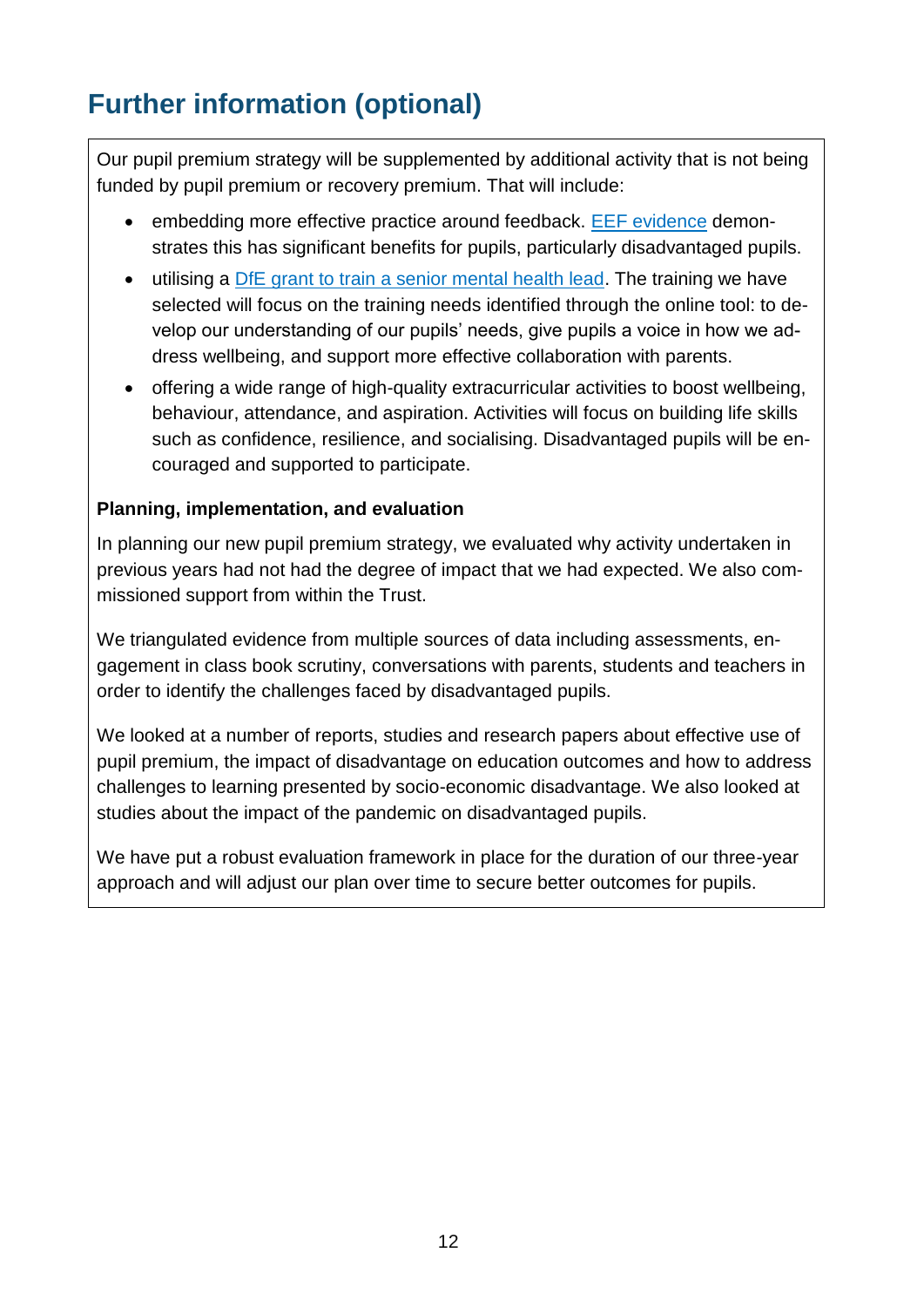## Further information (optional)

Our pupil premium strategy will be supplemented by additional activity that is not being funded by pupil premium or recovery premium. That will include:

- embedding more effective practice around feedback. [EEF evidence] demonstrates this has significant benefits for pupils, particularly disadvantaged pupils.
- utilising a [DfE grant to train a senior mental health lead]. The training we have selected will focus on the training needs identified through the online tool: to develop our understanding of our pupils' needs, give pupils a voice in how we address wellbeing, and support more effective collaboration with parents.
- offering a wide range of high-quality extracurricular activities to boost wellbeing, behaviour, attendance, and aspiration. Activities will focus on building life skills such as confidence, resilience, and socialising. Disadvantaged pupils will be encouraged and supported to participate.

**Planning, implementation, and evaluation**

In planning our new pupil premium strategy, we evaluated why activity undertaken in previous years had not had the degree of impact that we had expected. We also commissioned support from within the Trust.

We triangulated evidence from multiple sources of data including assessments, engagement in class book scrutiny, conversations with parents, students and teachers in order to identify the challenges faced by disadvantaged pupils.

We looked at a number of reports, studies and research papers about effective use of pupil premium, the impact of disadvantage on education outcomes and how to address challenges to learning presented by socio-economic disadvantage. We also looked at studies about the impact of the pandemic on disadvantaged pupils.

We have put a robust evaluation framework in place for the duration of our three-year approach and will adjust our plan over time to secure better outcomes for pupils.